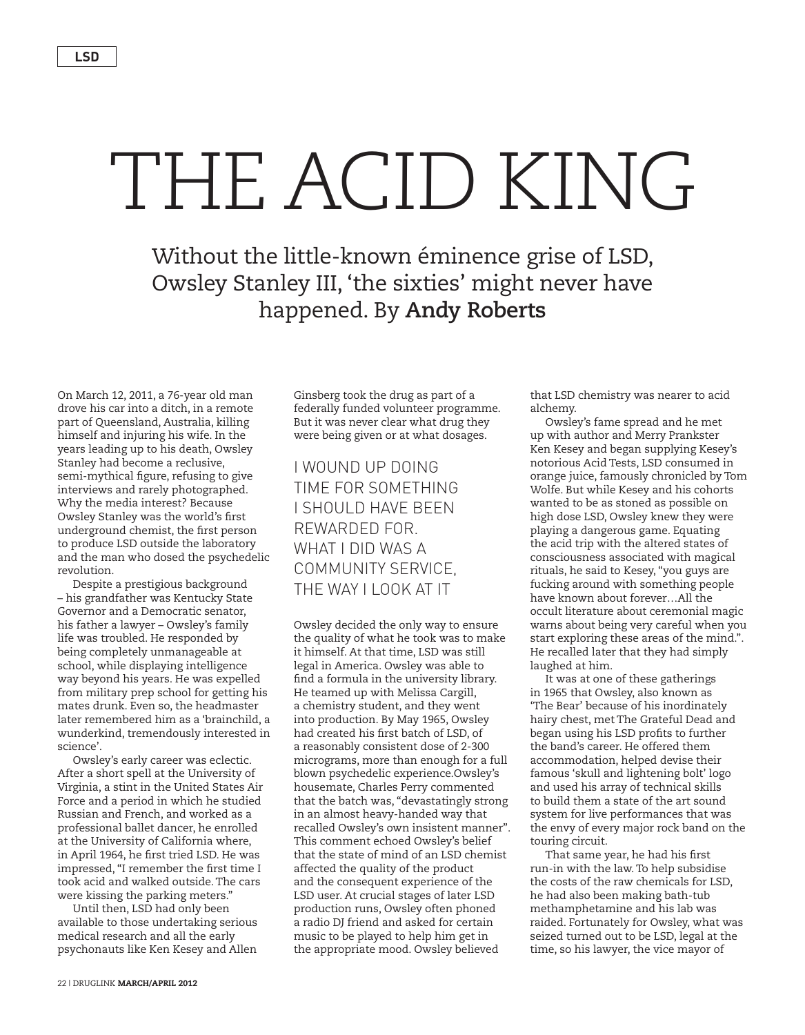# THE ACID KING

Without the little-known éminence grise of LSD, Owsley Stanley III, 'the sixties' might never have happened. By **Andy Roberts**

On March 12, 2011, a 76-year old man drove his car into a ditch, in a remote part of Queensland, Australia, killing himself and injuring his wife. In the years leading up to his death, Owsley Stanley had become a reclusive, semi-mythical figure, refusing to give interviews and rarely photographed. Why the media interest? Because Owsley Stanley was the world's first underground chemist, the first person to produce LSD outside the laboratory and the man who dosed the psychedelic revolution.

Despite a prestigious background – his grandfather was Kentucky State Governor and a Democratic senator, his father a lawyer – Owsley's family life was troubled. He responded by being completely unmanageable at school, while displaying intelligence way beyond his years. He was expelled from military prep school for getting his mates drunk. Even so, the headmaster later remembered him as a 'brainchild, a wunderkind, tremendously interested in science'.

Owsley's early career was eclectic. After a short spell at the University of Virginia, a stint in the United States Air Force and a period in which he studied Russian and French, and worked as a professional ballet dancer, he enrolled at the University of California where, in April 1964, he first tried LSD. He was impressed, "I remember the first time I took acid and walked outside. The cars were kissing the parking meters."

Until then, LSD had only been available to those undertaking serious medical research and all the early psychonauts like Ken Kesey and Allen Ginsberg took the drug as part of a federally funded volunteer programme. But it was never clear what drug they were being given or at what dosages.

> I WOUND UP DOING TIME FOR SOMETHING I SHOULD HAVE BEEN REWARDED FOR. WHAT I DID WAS A COMMUNITY SERVICE, THE WAY I LOOK AT IT

Owsley decided the only way to ensure the quality of what he took was to make it himself. At that time, LSD was still legal in America. Owsley was able to find a formula in the university library. He teamed up with Melissa Cargill, a chemistry student, and they went into production. By May 1965, Owsley had created his first batch of LSD, of a reasonably consistent dose of 2-300 micrograms, more than enough for a full blown psychedelic experience.Owsley's housemate, Charles Perry commented that the batch was, "devastatingly strong in an almost heavy-handed way that recalled Owsley's own insistent manner". This comment echoed Owsley's belief that the state of mind of an LSD chemist affected the quality of the product and the consequent experience of the LSD user. At crucial stages of later LSD production runs, Owsley often phoned a radio DJ friend and asked for certain music to be played to help him get in the appropriate mood. Owsley believed that LSD chemistry was nearer to acid alchemy.

Owsley's fame spread and he met up with author and Merry Prankster Ken Kesey and began supplying Kesey's notorious Acid Tests, LSD consumed in orange juice, famously chronicled by Tom Wolfe. But while Kesey and his cohorts wanted to be as stoned as possible on high dose LSD, Owsley knew they were playing a dangerous game. Equating the acid trip with the altered states of consciousness associated with magical rituals, he said to Kesey, "you guys are fucking around with something people have known about forever…All the occult literature about ceremonial magic warns about being very careful when you start exploring these areas of the mind.". He recalled later that they had simply laughed at him.

It was at one of these gatherings in 1965 that Owsley, also known as 'The Bear' because of his inordinately hairy chest, met The Grateful Dead and began using his LSD profits to further the band's career. He offered them accommodation, helped devise their famous 'skull and lightening bolt' logo and used his array of technical skills to build them a state of the art sound system for live performances that was the envy of every major rock band on the touring circuit.

That same year, he had his first run-in with the law. To help subsidise the costs of the raw chemicals for LSD, he had also been making bath-tub methamphetamine and his lab was raided. Fortunately for Owsley, what was seized turned out to be LSD, legal at the time, so his lawyer, the vice mayor of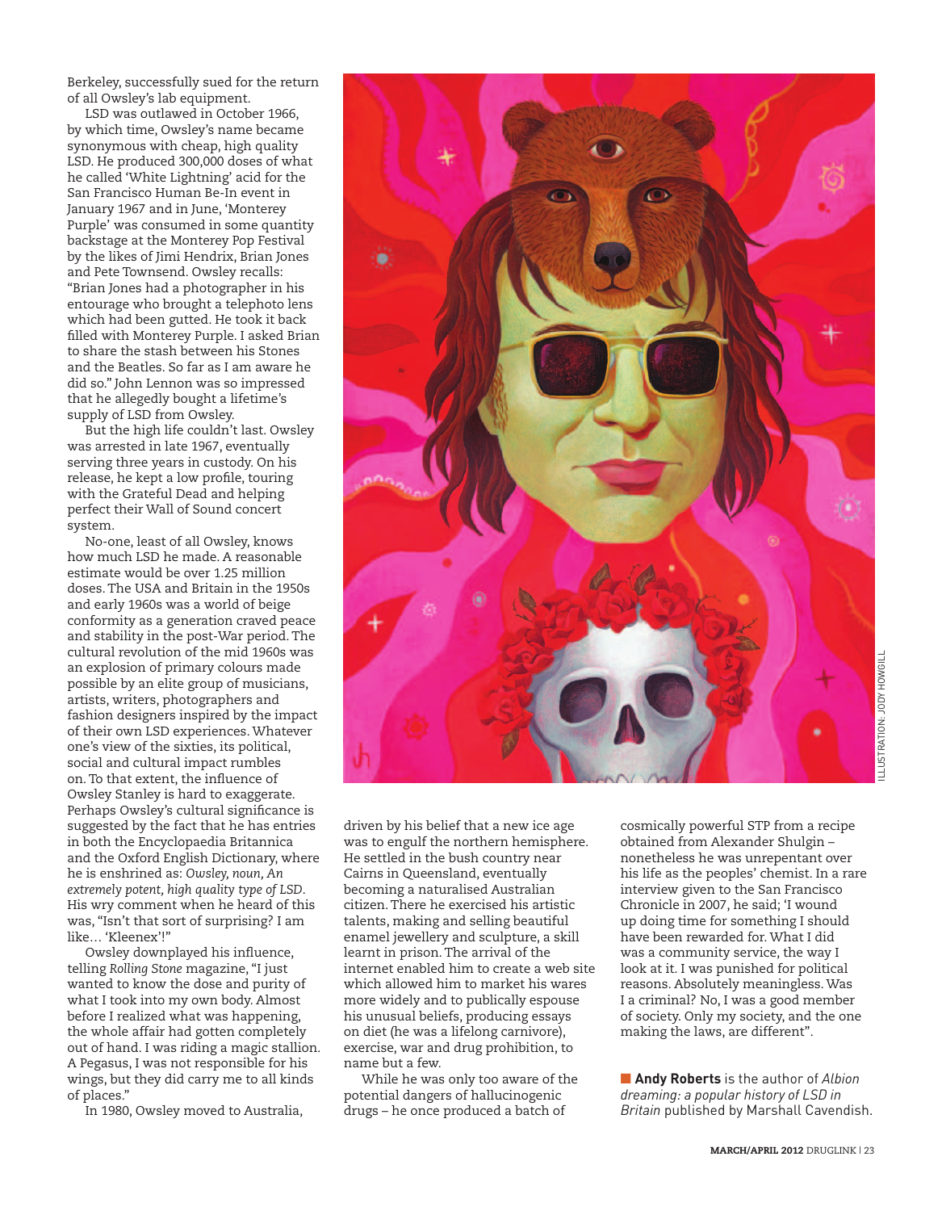Berkeley, successfully sued for the return of all Owsley's lab equipment.

LSD was outlawed in October 1966, by which time, Owsley's name became synonymous with cheap, high quality LSD. He produced 300,000 doses of what he called 'White Lightning' acid for the San Francisco Human Be-In event in January 1967 and in June, 'Monterey Purple' was consumed in some quantity backstage at the Monterey Pop Festival by the likes of Jimi Hendrix, Brian Jones and Pete Townsend. Owsley recalls: "Brian Jones had a photographer in his entourage who brought a telephoto lens which had been gutted. He took it back filled with Monterey Purple. I asked Brian to share the stash between his Stones and the Beatles. So far as I am aware he did so." John Lennon was so impressed that he allegedly bought a lifetime's supply of LSD from Owsley.

But the high life couldn't last. Owsley was arrested in late 1967, eventually serving three years in custody. On his release, he kept a low profile, touring with the Grateful Dead and helping perfect their Wall of Sound concert system.

No-one, least of all Owsley, knows how much LSD he made. A reasonable estimate would be over 1.25 million doses. The USA and Britain in the 1950s and early 1960s was a world of beige conformity as a generation craved peace and stability in the post-War period. The cultural revolution of the mid 1960s was an explosion of primary colours made possible by an elite group of musicians, artists, writers, photographers and fashion designers inspired by the impact of their own LSD experiences. Whatever one's view of the sixties, its political, social and cultural impact rumbles on. To that extent, the influence of Owsley Stanley is hard to exaggerate. Perhaps Owsley's cultural significance is suggested by the fact that he has entries in both the Encyclopaedia Britannica and the Oxford English Dictionary, where he is enshrined as: *Owsley, noun, An extremely potent, high quality type of LSD*. His wry comment when he heard of this was, "Isn't that sort of surprising? I am like… 'Kleenex'!"

Owsley downplayed his influence, telling *Rolling Stone* magazine, "I just wanted to know the dose and purity of what I took into my own body. Almost before I realized what was happening, the whole affair had gotten completely out of hand. I was riding a magic stallion. A Pegasus, I was not responsible for his wings, but they did carry me to all kinds of places."

In 1980, Owsley moved to Australia, driven by his belief that a new ice age was to engulf the northern hemisphere. He settled in the bush country near Cairns in Queensland, eventually becoming a naturalised Australian citizen. There he exercised his artistic talents, making and selling beautiful enamel jewellery and sculpture, a skill learnt in prison. The arrival of the internet enabled him to create a web site which allowed him to market his wares more widely and to publically espouse his unusual beliefs, producing essays on diet (he was a lifelong carnivore), exercise, war and drug prohibition, to name but a few.

While he was only too aware of the potential dangers of hallucinogenic drugs – he once produced a batch of cosmically powerful STP from a recipe obtained from Alexander Shulgin – nonetheless he was unrepentant over his life as the peoples' chemist. In a rare interview given to the San Francisco Chronicle in 2007, he said; 'I wound up doing time for something I should have been rewarded for. What I did was a community service, the way I look at it. I was punished for political reasons. Absolutely meaningless. Was I a criminal? No, I was a good member of society. Only my society, and the one making the laws, are different".

ILLUSTRATION: JODY HOWGILL

**Andy Roberts** is the author of *Albion dreaming: a popular history of LSD in Britain* published by Marshall Cavendish.